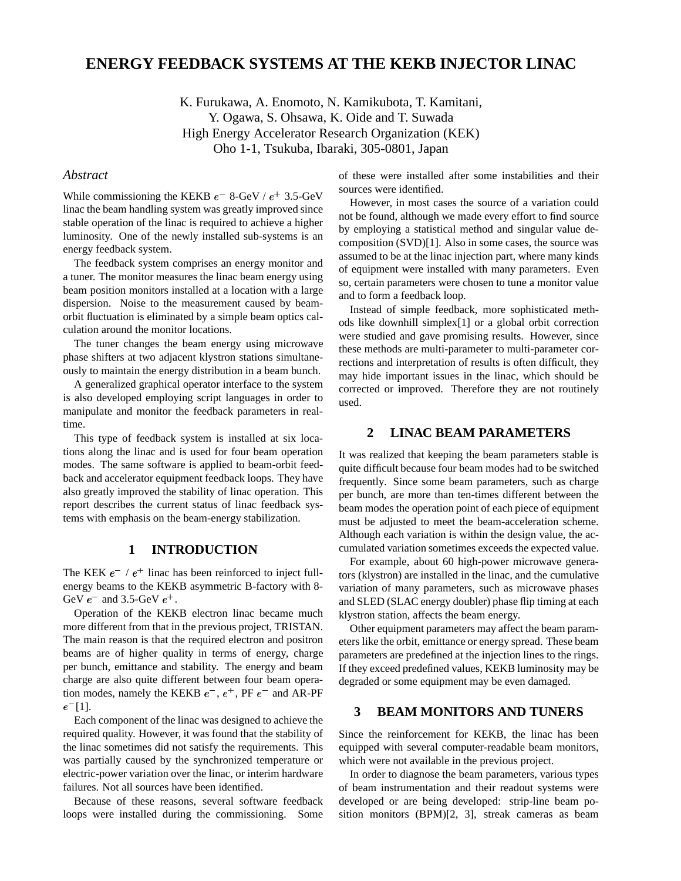# ENERGY FEEDBACK SYSTEMS AT THE KEKB INJECTOR LINAC

K. Furukawa, A. Enomoto, N. Kamikubota, T. Kamitani,
Y. Ogawa, S. Ohsawa, K. Oide and T. Suwada
High Energy Accelerator Research Organization (KEK)
Oho 1-1, Tsukuba, Ibaraki, 305-0801, Japan

### *Abstract*

While commissioning the KEKB $e^-$ 8-GeV / $e^+$ 3.5-GeV linac the beam handling system was greatly improved since stable operation of the linac is required to achieve a higher luminosity. One of the newly installed sub-systems is an energy feedback system.

The feedback system comprises an energy monitor and a tuner. The monitor measures the linac beam energy using beam position monitors installed at a location with a large dispersion. Noise to the measurement caused by beam-orbit fluctuation is eliminated by a simple beam optics calculation around the monitor locations.

The tuner changes the beam energy using microwave phase shifters at two adjacent klystron stations simultaneously to maintain the energy distribution in a beam bunch.

A generalized graphical operator interface to the system is also developed employing script languages in order to manipulate and monitor the feedback parameters in real-time.

This type of feedback system is installed at six locations along the linac and is used for four beam operation modes. The same software is applied to beam-orbit feedback and accelerator equipment feedback loops. They have also greatly improved the stability of linac operation. This report describes the current status of linac feedback systems with emphasis on the beam-energy stabilization.

## 1 INTRODUCTION

The KEK $e^-$ / $e^+$ linac has been reinforced to inject full-energy beams to the KEKB asymmetric B-factory with 8-GeV $e^-$ and 3.5-GeV $e^+$.

Operation of the KEKB electron linac became much more different from that in the previous project, TRISTAN. The main reason is that the required electron and positron beams are of higher quality in terms of energy, charge per bunch, emittance and stability. The energy and beam charge are also quite different between four beam operation modes, namely the KEKB $e^-$, $e^+$, PF $e^-$ and AR-PF $e^-$[1].

Each component of the linac was designed to achieve the required quality. However, it was found that the stability of the linac sometimes did not satisfy the requirements. This was partially caused by the synchronized temperature or electric-power variation over the linac, or interim hardware failures. Not all sources have been identified.

Because of these reasons, several software feedback loops were installed during the commissioning. Some of these were installed after some instabilities and their sources were identified.

However, in most cases the source of a variation could not be found, although we made every effort to find source by employing a statistical method and singular value decomposition (SVD)[1]. Also in some cases, the source was assumed to be at the linac injection part, where many kinds of equipment were installed with many parameters. Even so, certain parameters were chosen to tune a monitor value and to form a feedback loop.

Instead of simple feedback, more sophisticated methods like downhill simplex[1] or a global orbit correction were studied and gave promising results. However, since these methods are multi-parameter to multi-parameter corrections and interpretation of results is often difficult, they may hide important issues in the linac, which should be corrected or improved. Therefore they are not routinely used.

## 2 LINAC BEAM PARAMETERS

It was realized that keeping the beam parameters stable is quite difficult because four beam modes had to be switched frequently. Since some beam parameters, such as charge per bunch, are more than ten-times different between the beam modes the operation point of each piece of equipment must be adjusted to meet the beam-acceleration scheme. Although each variation is within the design value, the accumulated variation sometimes exceeds the expected value.

For example, about 60 high-power microwave generators (klystron) are installed in the linac, and the cumulative variation of many parameters, such as microwave phases and SLED (SLAC energy doubler) phase flip timing at each klystron station, affects the beam energy.

Other equipment parameters may affect the beam parameters like the orbit, emittance or energy spread. These beam parameters are predefined at the injection lines to the rings. If they exceed predefined values, KEKB luminosity may be degraded or some equipment may be even damaged.

## 3 BEAM MONITORS AND TUNERS

Since the reinforcement for KEKB, the linac has been equipped with several computer-readable beam monitors, which were not available in the previous project.

In order to diagnose the beam parameters, various types of beam instrumentation and their readout systems were developed or are being developed: strip-line beam position monitors (BPM)[2, 3], streak cameras as beam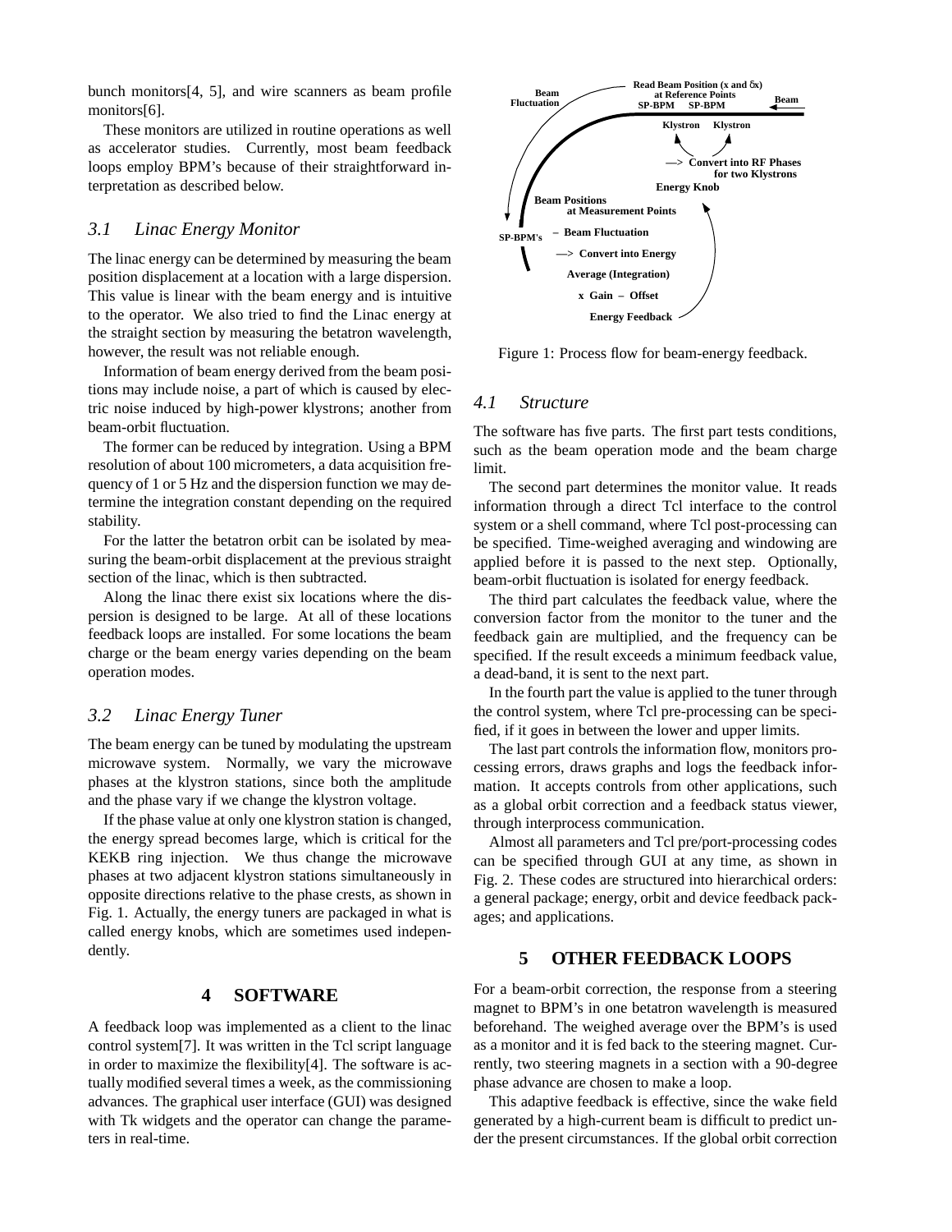bunch monitors[4, 5], and wire scanners as beam profile monitors[6].

These monitors are utilized in routine operations as well as accelerator studies. Currently, most beam feedback loops employ BPM's because of their straightforward interpretation as described below.

### 3.1 Linac Energy Monitor

The linac energy can be determined by measuring the beam position displacement at a location with a large dispersion. This value is linear with the beam energy and is intuitive to the operator. We also tried to find the Linac energy at the straight section by measuring the betatron wavelength, however, the result was not reliable enough.

Information of beam energy derived from the beam positions may include noise, a part of which is caused by electric noise induced by high-power klystrons; another from beam-orbit fluctuation.

The former can be reduced by integration. Using a BPM resolution of about 100 micrometers, a data acquisition frequency of 1 or 5 Hz and the dispersion function we may determine the integration constant depending on the required stability.

For the latter the betatron orbit can be isolated by measuring the beam-orbit displacement at the previous straight section of the linac, which is then subtracted.

Along the linac there exist six locations where the dispersion is designed to be large. At all of these locations feedback loops are installed. For some locations the beam charge or the beam energy varies depending on the beam operation modes.

### 3.2 Linac Energy Tuner

The beam energy can be tuned by modulating the upstream microwave system. Normally, we vary the microwave phases at the klystron stations, since both the amplitude and the phase vary if we change the klystron voltage.

If the phase value at only one klystron station is changed, the energy spread becomes large, which is critical for the KEKB ring injection. We thus change the microwave phases at two adjacent klystron stations simultaneously in opposite directions relative to the phase crests, as shown in Fig. 1. Actually, the energy tuners are packaged in what is called energy knobs, which are sometimes used independently.

## 4 SOFTWARE

A feedback loop was implemented as a client to the linac control system[7]. It was written in the Tcl script language in order to maximize the flexibility[4]. The software is actually modified several times a week, as the commissioning advances. The graphical user interface (GUI) was designed with Tk widgets and the operator can change the parameters in real-time.

Figure 1: Process flow for beam-energy feedback.

### 4.1 Structure

The software has five parts. The first part tests conditions, such as the beam operation mode and the beam charge limit.

The second part determines the monitor value. It reads information through a direct Tcl interface to the control system or a shell command, where Tcl post-processing can be specified. Time-weighed averaging and windowing are applied before it is passed to the next step. Optionally, beam-orbit fluctuation is isolated for energy feedback.

The third part calculates the feedback value, where the conversion factor from the monitor to the tuner and the feedback gain are multiplied, and the frequency can be specified. If the result exceeds a minimum feedback value, a dead-band, it is sent to the next part.

In the fourth part the value is applied to the tuner through the control system, where Tcl pre-processing can be specified, if it goes in between the lower and upper limits.

The last part controls the information flow, monitors processing errors, draws graphs and logs the feedback information. It accepts controls from other applications, such as a global orbit correction and a feedback status viewer, through interprocess communication.

Almost all parameters and Tcl pre/port-processing codes can be specified through GUI at any time, as shown in Fig. 2. These codes are structured into hierarchical orders: a general package; energy, orbit and device feedback packages; and applications.

## 5 OTHER FEEDBACK LOOPS

For a beam-orbit correction, the response from a steering magnet to BPM's in one betatron wavelength is measured beforehand. The weighed average over the BPM's is used as a monitor and it is fed back to the steering magnet. Currently, two steering magnets in a section with a 90-degree phase advance are chosen to make a loop.

This adaptive feedback is effective, since the wake field generated by a high-current beam is difficult to predict under the present circumstances. If the global orbit correction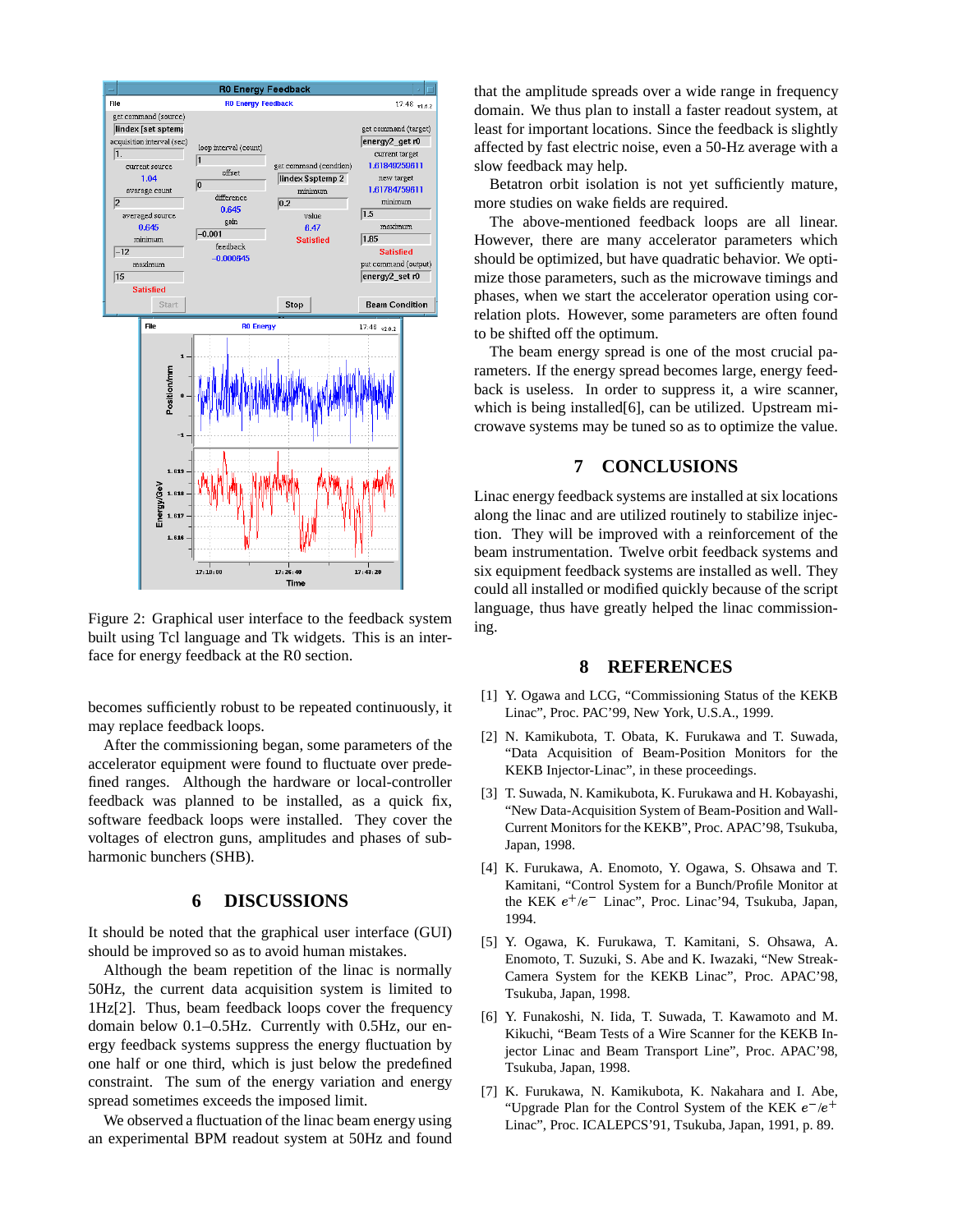Figure 2: Graphical user interface to the feedback system built using Tcl language and Tk widgets. This is an interface for energy feedback at the R0 section.

becomes sufficiently robust to be repeated continuously, it may replace feedback loops.

After the commissioning began, some parameters of the accelerator equipment were found to fluctuate over predefined ranges. Although the hardware or local-controller feedback was planned to be installed, as a quick fix, software feedback loops were installed. They cover the voltages of electron guns, amplitudes and phases of sub-harmonic bunchers (SHB).

## 6 DISCUSSIONS

It should be noted that the graphical user interface (GUI) should be improved so as to avoid human mistakes.

Although the beam repetition of the linac is normally 50Hz, the current data acquisition system is limited to 1Hz[2]. Thus, beam feedback loops cover the frequency domain below 0.1–0.5Hz. Currently with 0.5Hz, our energy feedback systems suppress the energy fluctuation by one half or one third, which is just below the predefined constraint. The sum of the energy variation and energy spread sometimes exceeds the imposed limit.

We observed a fluctuation of the linac beam energy using an experimental BPM readout system at 50Hz and found that the amplitude spreads over a wide range in frequency domain. We thus plan to install a faster readout system, at least for important locations. Since the feedback is slightly affected by fast electric noise, even a 50-Hz average with a slow feedback may help.

Betatron orbit isolation is not yet sufficiently mature, more studies on wake fields are required.

The above-mentioned feedback loops are all linear. However, there are many accelerator parameters which should be optimized, but have quadratic behavior. We optimize those parameters, such as the microwave timings and phases, when we start the accelerator operation using correlation plots. However, some parameters are often found to be shifted off the optimum.

The beam energy spread is one of the most crucial parameters. If the energy spread becomes large, energy feedback is useless. In order to suppress it, a wire scanner, which is being installed[6], can be utilized. Upstream microwave systems may be tuned so as to optimize the value.

## 7 CONCLUSIONS

Linac energy feedback systems are installed at six locations along the linac and are utilized routinely to stabilize injection. They will be improved with a reinforcement of the beam instrumentation. Twelve orbit feedback systems and six equipment feedback systems are installed as well. They could all installed or modified quickly because of the script language, thus have greatly helped the linac commissioning.

## 8 REFERENCES

[1] Y. Ogawa and LCG, “Commissioning Status of the KEKB Linac”, Proc. PAC’99, New York, U.S.A., 1999.

[2] N. Kamikubota, T. Obata, K. Furukawa and T. Suwada, “Data Acquisition of Beam-Position Monitors for the KEKB Injector-Linac”, in these proceedings.

[3] T. Suwada, N. Kamikubota, K. Furukawa and H. Kobayashi, “New Data-Acquisition System of Beam-Position and Wall-Current Monitors for the KEKB”, Proc. APAC’98, Tsukuba, Japan, 1998.

[4] K. Furukawa, A. Enomoto, Y. Ogawa, S. Ohsawa and T. Kamitani, “Control System for a Bunch/Profile Monitor at the KEK $e^+/e^-$ Linac”, Proc. Linac’94, Tsukuba, Japan, 1994.

[5] Y. Ogawa, K. Furukawa, T. Kamitani, S. Ohsawa, A. Enomoto, T. Suzuki, S. Abe and K. Iwazaki, “New Streak-Camera System for the KEKB Linac”, Proc. APAC’98, Tsukuba, Japan, 1998.

[6] Y. Funakoshi, N. Iida, T. Suwada, T. Kawamoto and M. Kikuchi, “Beam Tests of a Wire Scanner for the KEKB Injector Linac and Beam Transport Line”, Proc. APAC’98, Tsukuba, Japan, 1998.

[7] K. Furukawa, N. Kamikubota, K. Nakahara and I. Abe, “Upgrade Plan for the Control System of the KEK $e^-/e^+$ Linac”, Proc. ICALEPCS’91, Tsukuba, Japan, 1991, p. 89.